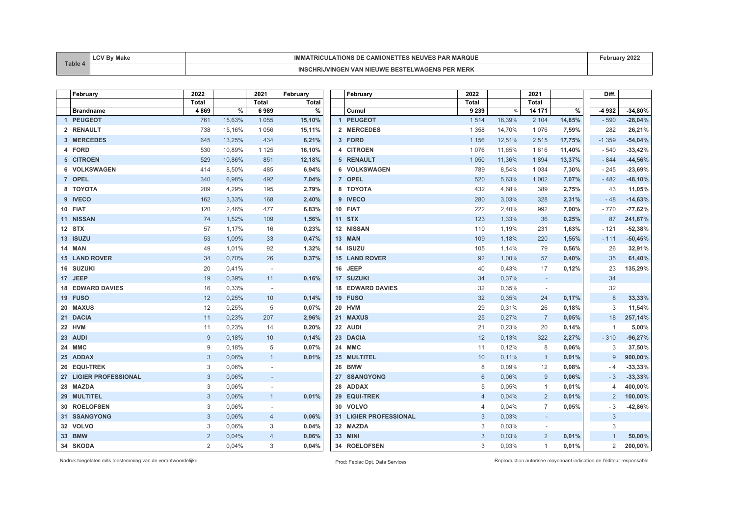| Table 4 | LCV By Make | IMMATRICULATIONS DE CAMIONETTES NEUVES PAR MARQUE | February 2022 |
|---|---|---|---|
| | | INSCHRIJVINGEN VAN NIEUWE BESTELWAGENS PER MERK | |

| | February | 2022 | | 2021 | February |
|---|---|---|---|---|---|
| | | Total | | Total | Total |
| | Brandname | 4 869 | % | 6 989 | % |
| 1 | PEUGEOT | 761 | 15,63% | 1 055 | 15,10% |
| 2 | RENAULT | 738 | 15,16% | 1 056 | 15,11% |
| 3 | MERCEDES | 645 | 13,25% | 434 | 6,21% |
| 4 | FORD | 530 | 10,89% | 1 125 | 16,10% |
| 5 | CITROEN | 529 | 10,86% | 851 | 12,18% |
| 6 | VOLKSWAGEN | 414 | 8,50% | 485 | 6,94% |
| 7 | OPEL | 340 | 6,98% | 492 | 7,04% |
| 8 | TOYOTA | 209 | 4,29% | 195 | 2,79% |
| 9 | IVECO | 162 | 3,33% | 168 | 2,40% |
| 10 | FIAT | 120 | 2,46% | 477 | 6,83% |
| 11 | NISSAN | 74 | 1,52% | 109 | 1,56% |
| 12 | STX | 57 | 1,17% | 16 | 0,23% |
| 13 | ISUZU | 53 | 1,09% | 33 | 0,47% |
| 14 | MAN | 49 | 1,01% | 92 | 1,32% |
| 15 | LAND ROVER | 34 | 0,70% | 26 | 0,37% |
| 16 | SUZUKI | 20 | 0,41% | - | |
| 17 | JEEP | 19 | 0,39% | 11 | 0,16% |
| 18 | EDWARD DAVIES | 16 | 0,33% | - | |
| 19 | FUSO | 12 | 0,25% | 10 | 0,14% |
| 20 | MAXUS | 12 | 0,25% | 5 | 0,07% |
| 21 | DACIA | 11 | 0,23% | 207 | 2,96% |
| 22 | HVM | 11 | 0,23% | 14 | 0,20% |
| 23 | AUDI | 9 | 0,18% | 10 | 0,14% |
| 24 | MMC | 9 | 0,18% | 5 | 0,07% |
| 25 | ADDAX | 3 | 0,06% | 1 | 0,01% |
| 26 | EQUI-TREK | 3 | 0,06% | - | |
| 27 | LIGIER PROFESSIONAL | 3 | 0,06% | - | |
| 28 | MAZDA | 3 | 0,06% | - | |
| 29 | MULTITEL | 3 | 0,06% | 1 | 0,01% |
| 30 | ROELOFSEN | 3 | 0,06% | - | |
| 31 | SSANGYONG | 3 | 0,06% | 4 | 0,06% |
| 32 | VOLVO | 3 | 0,06% | 3 | 0,04% |
| 33 | BMW | 2 | 0,04% | 4 | 0,06% |
| 34 | SKODA | 2 | 0,04% | 3 | 0,04% |

| | February | 2022 | | 2021 | | Diff. | |
|---|---|---|---|---|---|---|---|
| | | Total | | Total | | | |
| | Cumul | 9 239 | % | 14 171 | % | -4 932 | -34,80% |
| 1 | PEUGEOT | 1 514 | 16,39% | 2 104 | 14,85% | - 590 | -28,04% |
| 2 | MERCEDES | 1 358 | 14,70% | 1 076 | 7,59% | 282 | 26,21% |
| 3 | FORD | 1 156 | 12,51% | 2 515 | 17,75% | -1 359 | -54,04% |
| 4 | CITROEN | 1 076 | 11,65% | 1 616 | 11,40% | - 540 | -33,42% |
| 5 | RENAULT | 1 050 | 11,36% | 1 894 | 13,37% | - 844 | -44,56% |
| 6 | VOLKSWAGEN | 789 | 8,54% | 1 034 | 7,30% | - 245 | -23,69% |
| 7 | OPEL | 520 | 5,63% | 1 002 | 7,07% | - 482 | -48,10% |
| 8 | TOYOTA | 432 | 4,68% | 389 | 2,75% | 43 | 11,05% |
| 9 | IVECO | 280 | 3,03% | 328 | 2,31% | - 48 | -14,63% |
| 10 | FIAT | 222 | 2,40% | 992 | 7,00% | - 770 | -77,62% |
| 11 | STX | 123 | 1,33% | 36 | 0,25% | 87 | 241,67% |
| 12 | NISSAN | 110 | 1,19% | 231 | 1,63% | - 121 | -52,38% |
| 13 | MAN | 109 | 1,18% | 220 | 1,55% | - 111 | -50,45% |
| 14 | ISUZU | 105 | 1,14% | 79 | 0,56% | 26 | 32,91% |
| 15 | LAND ROVER | 92 | 1,00% | 57 | 0,40% | 35 | 61,40% |
| 16 | JEEP | 40 | 0,43% | 17 | 0,12% | 23 | 135,29% |
| 17 | SUZUKI | 34 | 0,37% | - | | 34 | |
| 18 | EDWARD DAVIES | 32 | 0,35% | - | | 32 | |
| 19 | FUSO | 32 | 0,35% | 24 | 0,17% | 8 | 33,33% |
| 20 | HVM | 29 | 0,31% | 26 | 0,18% | 3 | 11,54% |
| 21 | MAXUS | 25 | 0,27% | 7 | 0,05% | 18 | 257,14% |
| 22 | AUDI | 21 | 0,23% | 20 | 0,14% | 1 | 5,00% |
| 23 | DACIA | 12 | 0,13% | 322 | 2,27% | - 310 | -96,27% |
| 24 | MMC | 11 | 0,12% | 8 | 0,06% | 3 | 37,50% |
| 25 | MULTITEL | 10 | 0,11% | 1 | 0,01% | 9 | 900,00% |
| 26 | BMW | 8 | 0,09% | 12 | 0,08% | - 4 | -33,33% |
| 27 | SSANGYONG | 6 | 0,06% | 9 | 0,06% | - 3 | -33,33% |
| 28 | ADDAX | 5 | 0,05% | 1 | 0,01% | 4 | 400,00% |
| 29 | EQUI-TREK | 4 | 0,04% | 2 | 0,01% | 2 | 100,00% |
| 30 | VOLVO | 4 | 0,04% | 7 | 0,05% | - 3 | -42,86% |
| 31 | LIGIER PROFESSIONAL | 3 | 0,03% | - | | 3 | |
| 32 | MAZDA | 3 | 0,03% | - | | 3 | |
| 33 | MINI | 3 | 0,03% | 2 | 0,01% | 1 | 50,00% |
| 34 | ROELOFSEN | 3 | 0,03% | 1 | 0,01% | 2 | 200,00% |

Nadruk toegelaten mits toestemming van de verantwoordelijke

Prod: Febiac Dpt. Data Services

Reproduction autorisée moyennant indication de l'éditeur responsable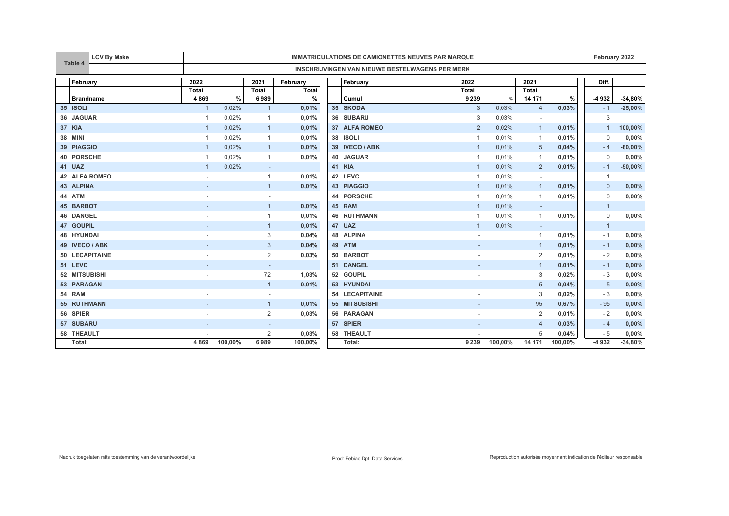| Table 4 | LCV By Make | | IMMATRICULATIONS DE CAMIONETTES NEUVES PAR MARQUE / INSCHRIJVINGEN VAN NIEUWE BESTELWAGENS PER MERK | | | | | | | | | | | February 2022 | |
|---|---|---|---|---|---|---|---|---|---|---|---|---|---|---|---|
| | February | 2022 | | 2021 | February | | February | 2022 | | 2021 | | Diff. | |
| | | Total | | Total | Total | | | Total | | Total | | | |
| | Brandname | 4 869 | % | 6 989 | % | | Cumul | 9 239 | % | 14 171 | % | -4 932 | -34,80% |
| 35 | ISOLI | 1 | 0,02% | 1 | 0,01% | 35 | SKODA | 3 | 0,03% | 4 | 0,03% | - 1 | -25,00% |
| 36 | JAGUAR | 1 | 0,02% | 1 | 0,01% | 36 | SUBARU | 3 | 0,03% | - | | 3 | |
| 37 | KIA | 1 | 0,02% | 1 | 0,01% | 37 | ALFA ROMEO | 2 | 0,02% | 1 | 0,01% | 1 | 100,00% |
| 38 | MINI | 1 | 0,02% | 1 | 0,01% | 38 | ISOLI | 1 | 0,01% | 1 | 0,01% | 0 | 0,00% |
| 39 | PIAGGIO | 1 | 0,02% | 1 | 0,01% | 39 | IVECO / ABK | 1 | 0,01% | 5 | 0,04% | - 4 | -80,00% |
| 40 | PORSCHE | 1 | 0,02% | 1 | 0,01% | 40 | JAGUAR | 1 | 0,01% | 1 | 0,01% | 0 | 0,00% |
| 41 | UAZ | 1 | 0,02% | - | | 41 | KIA | 1 | 0,01% | 2 | 0,01% | - 1 | -50,00% |
| 42 | ALFA ROMEO | - | | 1 | 0,01% | 42 | LEVC | 1 | 0,01% | - | | 1 | |
| 43 | ALPINA | - | | 1 | 0,01% | 43 | PIAGGIO | 1 | 0,01% | 1 | 0,01% | 0 | 0,00% |
| 44 | ATM | - | | - | | 44 | PORSCHE | 1 | 0,01% | 1 | 0,01% | 0 | 0,00% |
| 45 | BARBOT | - | | 1 | 0,01% | 45 | RAM | 1 | 0,01% | - | | 1 | |
| 46 | DANGEL | - | | 1 | 0,01% | 46 | RUTHMANN | 1 | 0,01% | 1 | 0,01% | 0 | 0,00% |
| 47 | GOUPIL | - | | 1 | 0,01% | 47 | UAZ | 1 | 0,01% | - | | 1 | |
| 48 | HYUNDAI | - | | 3 | 0,04% | 48 | ALPINA | - | | 1 | 0,01% | - 1 | 0,00% |
| 49 | IVECO / ABK | - | | 3 | 0,04% | 49 | ATM | - | | 1 | 0,01% | - 1 | 0,00% |
| 50 | LECAPITAINE | - | | 2 | 0,03% | 50 | BARBOT | - | | 2 | 0,01% | - 2 | 0,00% |
| 51 | LEVC | - | | - | | 51 | DANGEL | - | | 1 | 0,01% | - 1 | 0,00% |
| 52 | MITSUBISHI | - | | 72 | 1,03% | 52 | GOUPIL | - | | 3 | 0,02% | - 3 | 0,00% |
| 53 | PARAGAN | - | | 1 | 0,01% | 53 | HYUNDAI | - | | 5 | 0,04% | - 5 | 0,00% |
| 54 | RAM | - | | - | | 54 | LECAPITAINE | - | | 3 | 0,02% | - 3 | 0,00% |
| 55 | RUTHMANN | - | | 1 | 0,01% | 55 | MITSUBISHI | - | | 95 | 0,67% | - 95 | 0,00% |
| 56 | SPIER | - | | 2 | 0,03% | 56 | PARAGAN | - | | 2 | 0,01% | - 2 | 0,00% |
| 57 | SUBARU | - | | - | | 57 | SPIER | - | | 4 | 0,03% | - 4 | 0,00% |
| 58 | THEAULT | - | | 2 | 0,03% | 58 | THEAULT | - | | 5 | 0,04% | - 5 | 0,00% |
| | Total: | 4 869 | 100,00% | 6 989 | 100,00% | | Total: | 9 239 | 100,00% | 14 171 | 100,00% | -4 932 | -34,80% |

Nadruk toegelaten mits toestemming van de verantwoordelijke

Prod: Febiac Dpt. Data Services

Reproduction autorisée moyennant indication de l'éditeur responsable